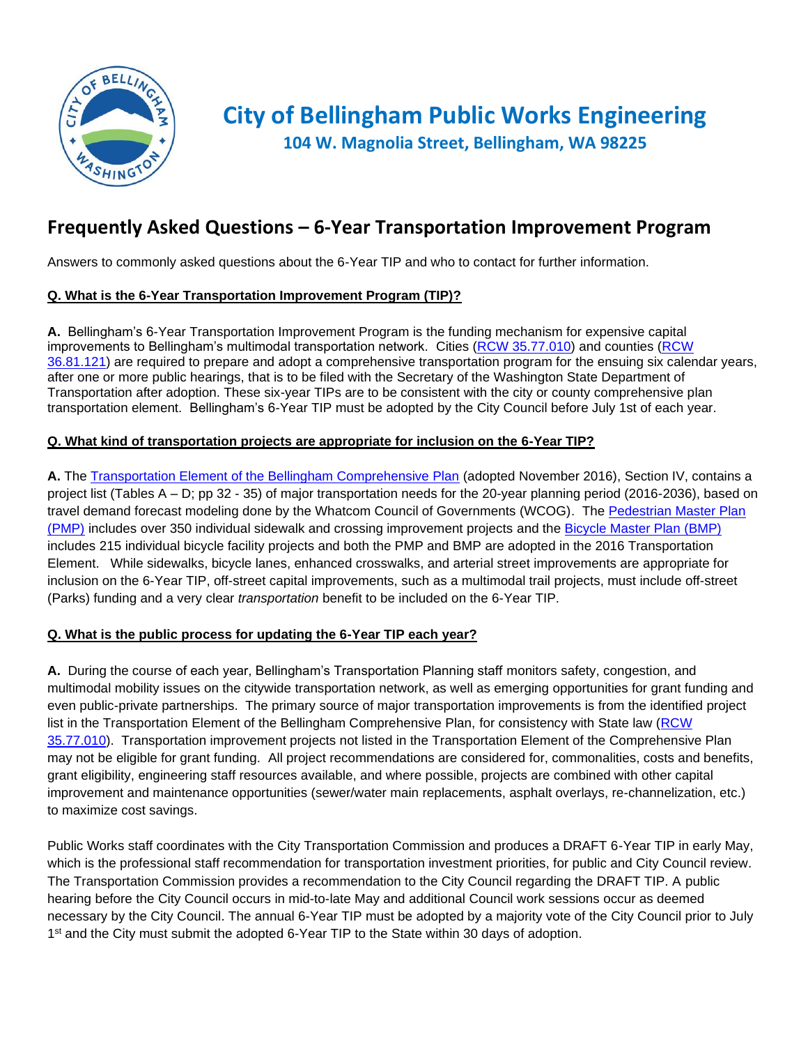# City of Bellingham Public Works Engineering

**104 W. Magnolia Street, Bellingham, WA 98225**

## Frequently Asked Questions – 6-Year Transportation Improvement Program

Answers to commonly asked questions about the 6-Year TIP and who to contact for further information.

**Q. What is the 6-Year Transportation Improvement Program (TIP)?**

**A.** Bellingham's 6-Year Transportation Improvement Program is the funding mechanism for expensive capital improvements to Bellingham's multimodal transportation network. Cities (RCW 35.77.010) and counties (RCW 36.81.121) are required to prepare and adopt a comprehensive transportation program for the ensuing six calendar years, after one or more public hearings, that is to be filed with the Secretary of the Washington State Department of Transportation after adoption. These six-year TIPs are to be consistent with the city or county comprehensive plan transportation element. Bellingham's 6-Year TIP must be adopted by the City Council before July 1st of each year.

**Q. What kind of transportation projects are appropriate for inclusion on the 6-Year TIP?**

**A.** The Transportation Element of the Bellingham Comprehensive Plan (adopted November 2016), Section IV, contains a project list (Tables A – D; pp 32 - 35) of major transportation needs for the 20-year planning period (2016-2036), based on travel demand forecast modeling done by the Whatcom Council of Governments (WCOG). The Pedestrian Master Plan (PMP) includes over 350 individual sidewalk and crossing improvement projects and the Bicycle Master Plan (BMP) includes 215 individual bicycle facility projects and both the PMP and BMP are adopted in the 2016 Transportation Element. While sidewalks, bicycle lanes, enhanced crosswalks, and arterial street improvements are appropriate for inclusion on the 6-Year TIP, off-street capital improvements, such as a multimodal trail projects, must include off-street (Parks) funding and a very clear *transportation* benefit to be included on the 6-Year TIP.

**Q. What is the public process for updating the 6-Year TIP each year?**

**A.** During the course of each year, Bellingham's Transportation Planning staff monitors safety, congestion, and multimodal mobility issues on the citywide transportation network, as well as emerging opportunities for grant funding and even public-private partnerships. The primary source of major transportation improvements is from the identified project list in the Transportation Element of the Bellingham Comprehensive Plan, for consistency with State law (RCW 35.77.010). Transportation improvement projects not listed in the Transportation Element of the Comprehensive Plan may not be eligible for grant funding. All project recommendations are considered for, commonalities, costs and benefits, grant eligibility, engineering staff resources available, and where possible, projects are combined with other capital improvement and maintenance opportunities (sewer/water main replacements, asphalt overlays, re-channelization, etc.) to maximize cost savings.

Public Works staff coordinates with the City Transportation Commission and produces a DRAFT 6-Year TIP in early May, which is the professional staff recommendation for transportation investment priorities, for public and City Council review. The Transportation Commission provides a recommendation to the City Council regarding the DRAFT TIP. A public hearing before the City Council occurs in mid-to-late May and additional Council work sessions occur as deemed necessary by the City Council. The annual 6-Year TIP must be adopted by a majority vote of the City Council prior to July 1st and the City must submit the adopted 6-Year TIP to the State within 30 days of adoption.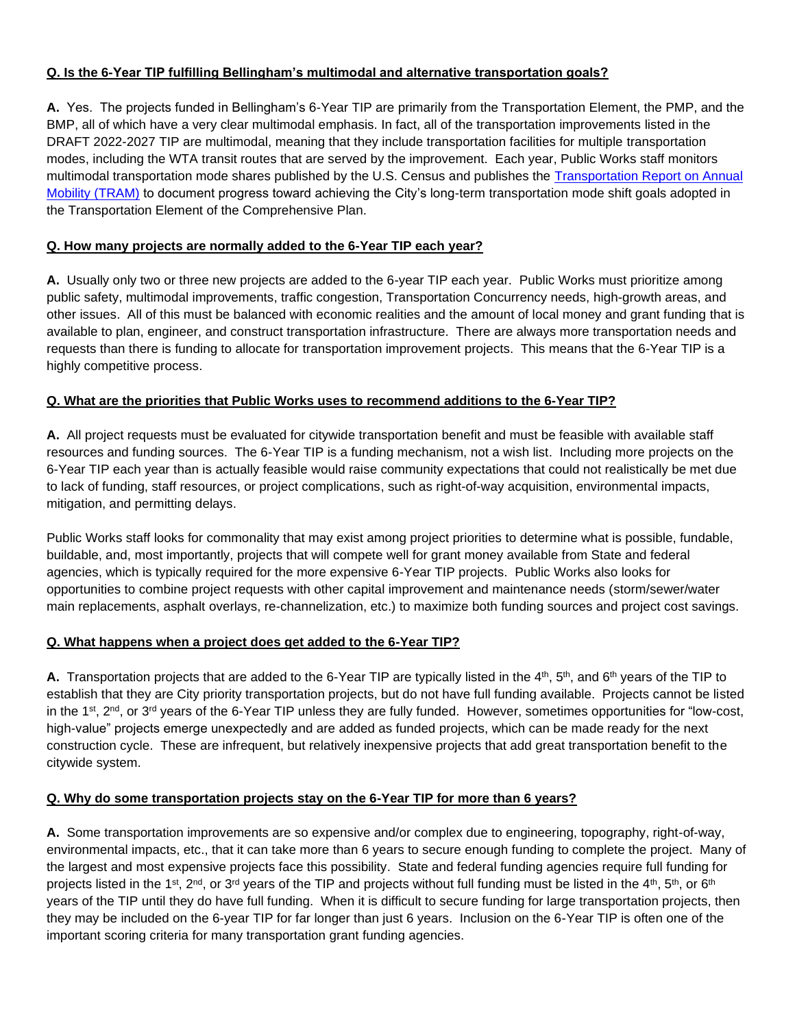**Q. Is the 6-Year TIP fulfilling Bellingham's multimodal and alternative transportation goals?**

**A.** Yes. The projects funded in Bellingham's 6-Year TIP are primarily from the Transportation Element, the PMP, and the BMP, all of which have a very clear multimodal emphasis. In fact, all of the transportation improvements listed in the DRAFT 2022-2027 TIP are multimodal, meaning that they include transportation facilities for multiple transportation modes, including the WTA transit routes that are served by the improvement. Each year, Public Works staff monitors multimodal transportation mode shares published by the U.S. Census and publishes the Transportation Report on Annual Mobility (TRAM) to document progress toward achieving the City's long-term transportation mode shift goals adopted in the Transportation Element of the Comprehensive Plan.

**Q. How many projects are normally added to the 6-Year TIP each year?**

**A.** Usually only two or three new projects are added to the 6-year TIP each year. Public Works must prioritize among public safety, multimodal improvements, traffic congestion, Transportation Concurrency needs, high-growth areas, and other issues. All of this must be balanced with economic realities and the amount of local money and grant funding that is available to plan, engineer, and construct transportation infrastructure. There are always more transportation needs and requests than there is funding to allocate for transportation improvement projects. This means that the 6-Year TIP is a highly competitive process.

**Q. What are the priorities that Public Works uses to recommend additions to the 6-Year TIP?**

**A.** All project requests must be evaluated for citywide transportation benefit and must be feasible with available staff resources and funding sources. The 6-Year TIP is a funding mechanism, not a wish list. Including more projects on the 6-Year TIP each year than is actually feasible would raise community expectations that could not realistically be met due to lack of funding, staff resources, or project complications, such as right-of-way acquisition, environmental impacts, mitigation, and permitting delays.

Public Works staff looks for commonality that may exist among project priorities to determine what is possible, fundable, buildable, and, most importantly, projects that will compete well for grant money available from State and federal agencies, which is typically required for the more expensive 6-Year TIP projects. Public Works also looks for opportunities to combine project requests with other capital improvement and maintenance needs (storm/sewer/water main replacements, asphalt overlays, re-channelization, etc.) to maximize both funding sources and project cost savings.

**Q. What happens when a project does get added to the 6-Year TIP?**

**A.** Transportation projects that are added to the 6-Year TIP are typically listed in the 4th, 5th, and 6th years of the TIP to establish that they are City priority transportation projects, but do not have full funding available. Projects cannot be listed in the 1st, 2nd, or 3rd years of the 6-Year TIP unless they are fully funded. However, sometimes opportunities for "low-cost, high-value" projects emerge unexpectedly and are added as funded projects, which can be made ready for the next construction cycle. These are infrequent, but relatively inexpensive projects that add great transportation benefit to the citywide system.

**Q. Why do some transportation projects stay on the 6-Year TIP for more than 6 years?**

**A.** Some transportation improvements are so expensive and/or complex due to engineering, topography, right-of-way, environmental impacts, etc., that it can take more than 6 years to secure enough funding to complete the project. Many of the largest and most expensive projects face this possibility. State and federal funding agencies require full funding for projects listed in the 1st, 2nd, or 3rd years of the TIP and projects without full funding must be listed in the 4th, 5th, or 6th years of the TIP until they do have full funding. When it is difficult to secure funding for large transportation projects, then they may be included on the 6-year TIP for far longer than just 6 years. Inclusion on the 6-Year TIP is often one of the important scoring criteria for many transportation grant funding agencies.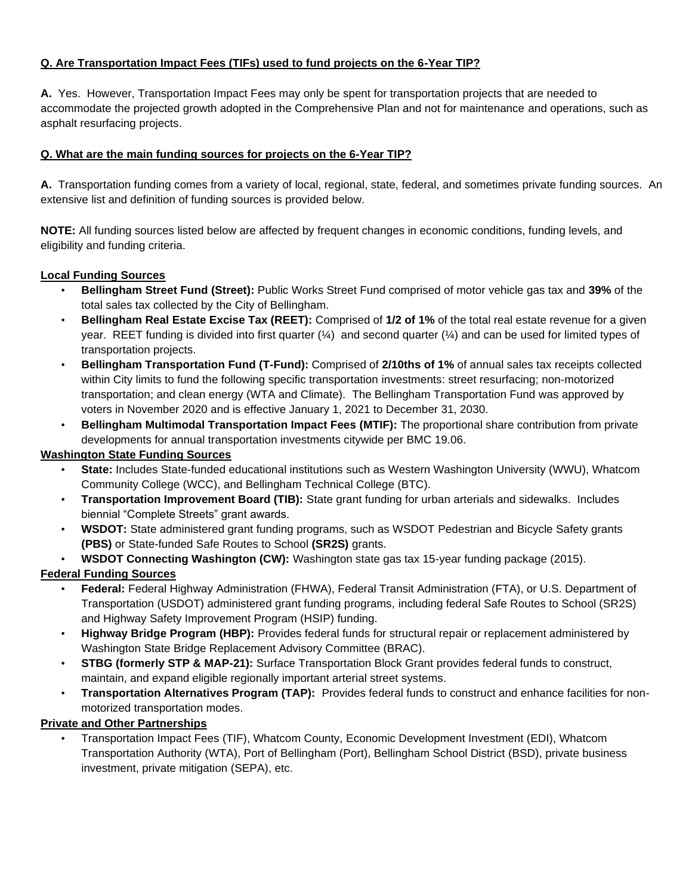**Q. Are Transportation Impact Fees (TIFs) used to fund projects on the 6-Year TIP?**

**A.** Yes. However, Transportation Impact Fees may only be spent for transportation projects that are needed to accommodate the projected growth adopted in the Comprehensive Plan and not for maintenance and operations, such as asphalt resurfacing projects.

**Q. What are the main funding sources for projects on the 6-Year TIP?**

**A.** Transportation funding comes from a variety of local, regional, state, federal, and sometimes private funding sources. An extensive list and definition of funding sources is provided below.

**NOTE:** All funding sources listed below are affected by frequent changes in economic conditions, funding levels, and eligibility and funding criteria.

**Local Funding Sources**

- **Bellingham Street Fund (Street):** Public Works Street Fund comprised of motor vehicle gas tax and **39%** of the total sales tax collected by the City of Bellingham.
- **Bellingham Real Estate Excise Tax (REET):** Comprised of **1/2 of 1%** of the total real estate revenue for a given year. REET funding is divided into first quarter (¼) and second quarter (¼) and can be used for limited types of transportation projects.
- **Bellingham Transportation Fund (T-Fund):** Comprised of **2/10ths of 1%** of annual sales tax receipts collected within City limits to fund the following specific transportation investments: street resurfacing; non-motorized transportation; and clean energy (WTA and Climate). The Bellingham Transportation Fund was approved by voters in November 2020 and is effective January 1, 2021 to December 31, 2030.
- **Bellingham Multimodal Transportation Impact Fees (MTIF):** The proportional share contribution from private developments for annual transportation investments citywide per BMC 19.06.

**Washington State Funding Sources**

- **State:** Includes State-funded educational institutions such as Western Washington University (WWU), Whatcom Community College (WCC), and Bellingham Technical College (BTC).
- **Transportation Improvement Board (TIB):** State grant funding for urban arterials and sidewalks. Includes biennial "Complete Streets" grant awards.
- **WSDOT:** State administered grant funding programs, such as WSDOT Pedestrian and Bicycle Safety grants **(PBS)** or State-funded Safe Routes to School **(SR2S)** grants.
- **WSDOT Connecting Washington (CW):** Washington state gas tax 15-year funding package (2015).

**Federal Funding Sources**

- **Federal:** Federal Highway Administration (FHWA), Federal Transit Administration (FTA), or U.S. Department of Transportation (USDOT) administered grant funding programs, including federal Safe Routes to School (SR2S) and Highway Safety Improvement Program (HSIP) funding.
- **Highway Bridge Program (HBP):** Provides federal funds for structural repair or replacement administered by Washington State Bridge Replacement Advisory Committee (BRAC).
- **STBG (formerly STP & MAP-21):** Surface Transportation Block Grant provides federal funds to construct, maintain, and expand eligible regionally important arterial street systems.
- **Transportation Alternatives Program (TAP):** Provides federal funds to construct and enhance facilities for non-motorized transportation modes.

**Private and Other Partnerships**

- Transportation Impact Fees (TIF), Whatcom County, Economic Development Investment (EDI), Whatcom Transportation Authority (WTA), Port of Bellingham (Port), Bellingham School District (BSD), private business investment, private mitigation (SEPA), etc.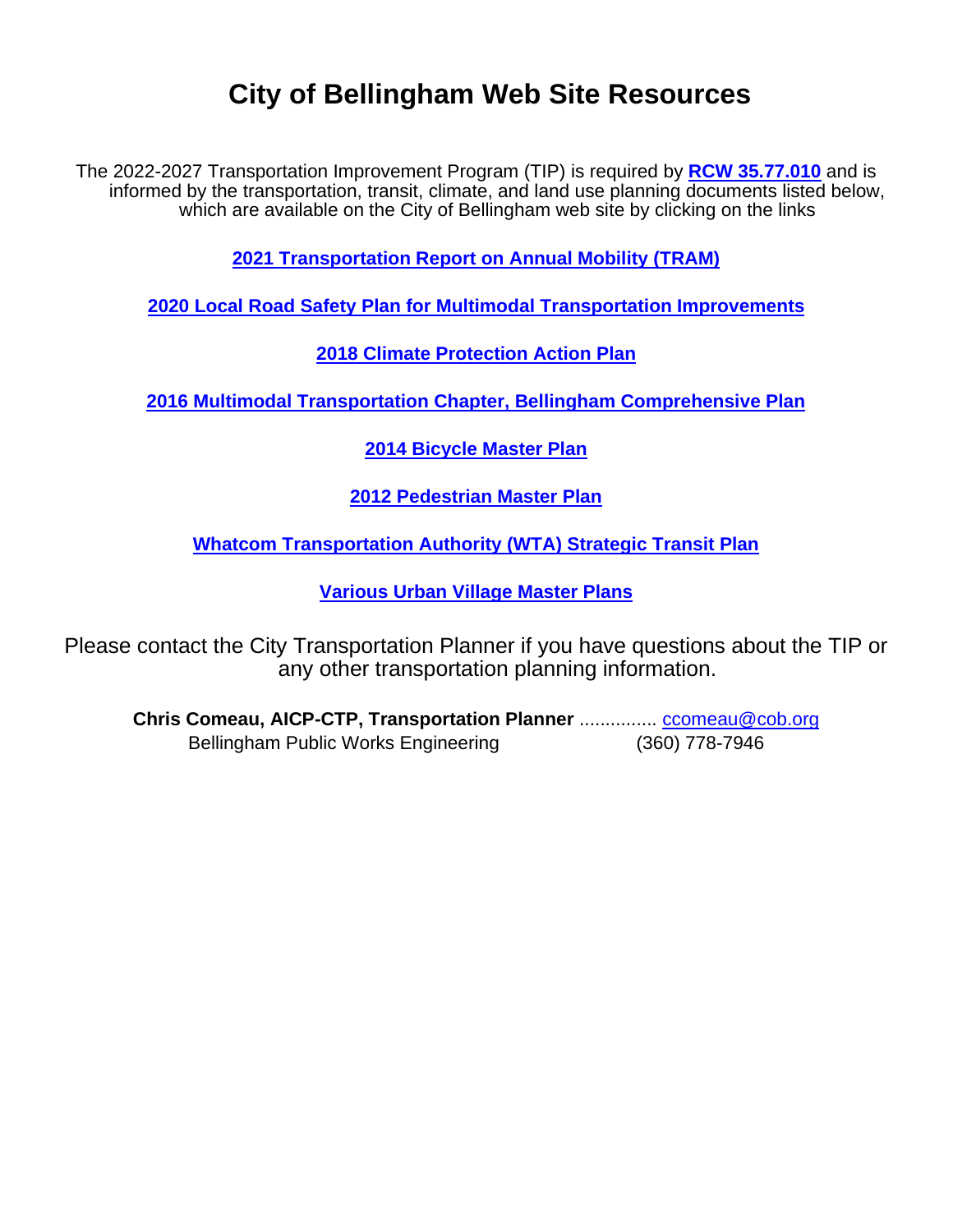# City of Bellingham Web Site Resources

The 2022-2027 Transportation Improvement Program (TIP) is required by **RCW 35.77.010** and is informed by the transportation, transit, climate, and land use planning documents listed below, which are available on the City of Bellingham web site by clicking on the links

**2021 Transportation Report on Annual Mobility (TRAM)**

**2020 Local Road Safety Plan for Multimodal Transportation Improvements**

**2018 Climate Protection Action Plan**

**2016 Multimodal Transportation Chapter, Bellingham Comprehensive Plan**

**2014 Bicycle Master Plan**

**2012 Pedestrian Master Plan**

**Whatcom Transportation Authority (WTA) Strategic Transit Plan**

**Various Urban Village Master Plans**

Please contact the City Transportation Planner if you have questions about the TIP or any other transportation planning information.

**Chris Comeau, AICP-CTP, Transportation Planner** ............... ccomeau@cob.org
Bellingham Public Works Engineering (360) 778-7946